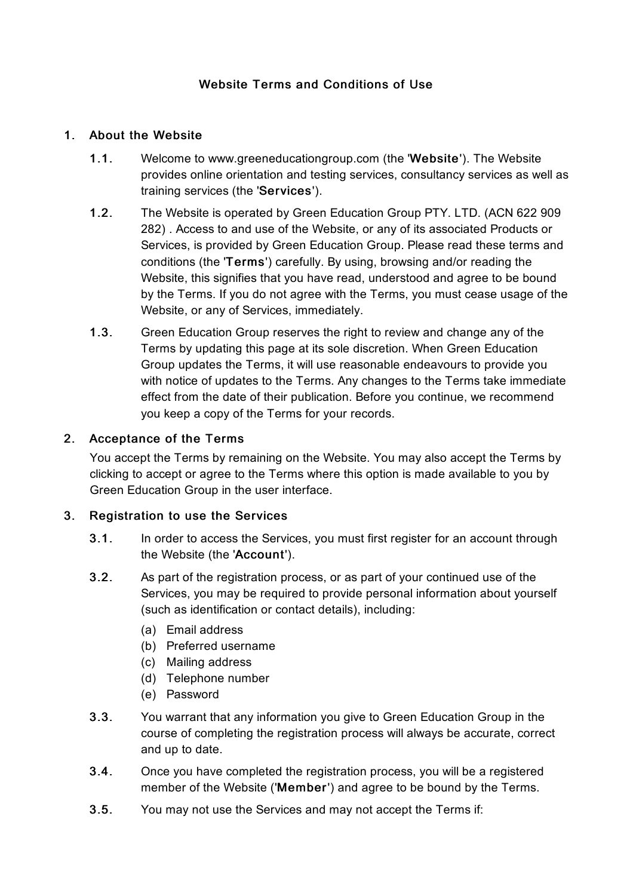# Website Terms and Conditions of Use

## 1. About the Website

**1.1.** Welcome to www.greeneducationgroup.com (the '**Website**'). The Website provides online orientation and testing services, consultancy services as well as training services (the '**Services**').

**1.2.** The Website is operated by Green Education Group PTY. LTD. (ACN 622 909 282) . Access to and use of the Website, or any of its associated Products or Services, is provided by Green Education Group. Please read these terms and conditions (the '**Terms**') carefully. By using, browsing and/or reading the Website, this signifies that you have read, understood and agree to be bound by the Terms. If you do not agree with the Terms, you must cease usage of the Website, or any of Services, immediately.

**1.3.** Green Education Group reserves the right to review and change any of the Terms by updating this page at its sole discretion. When Green Education Group updates the Terms, it will use reasonable endeavours to provide you with notice of updates to the Terms. Any changes to the Terms take immediate effect from the date of their publication. Before you continue, we recommend you keep a copy of the Terms for your records.

## 2. Acceptance of the Terms

You accept the Terms by remaining on the Website. You may also accept the Terms by clicking to accept or agree to the Terms where this option is made available to you by Green Education Group in the user interface.

## 3. Registration to use the Services

**3.1.** In order to access the Services, you must first register for an account through the Website (the '**Account**').

**3.2.** As part of the registration process, or as part of your continued use of the Services, you may be required to provide personal information about yourself (such as identification or contact details), including:

(a) Email address
(b) Preferred username
(c) Mailing address
(d) Telephone number
(e) Password

**3.3.** You warrant that any information you give to Green Education Group in the course of completing the registration process will always be accurate, correct and up to date.

**3.4.** Once you have completed the registration process, you will be a registered member of the Website ('**Member**') and agree to be bound by the Terms.

**3.5.** You may not use the Services and may not accept the Terms if: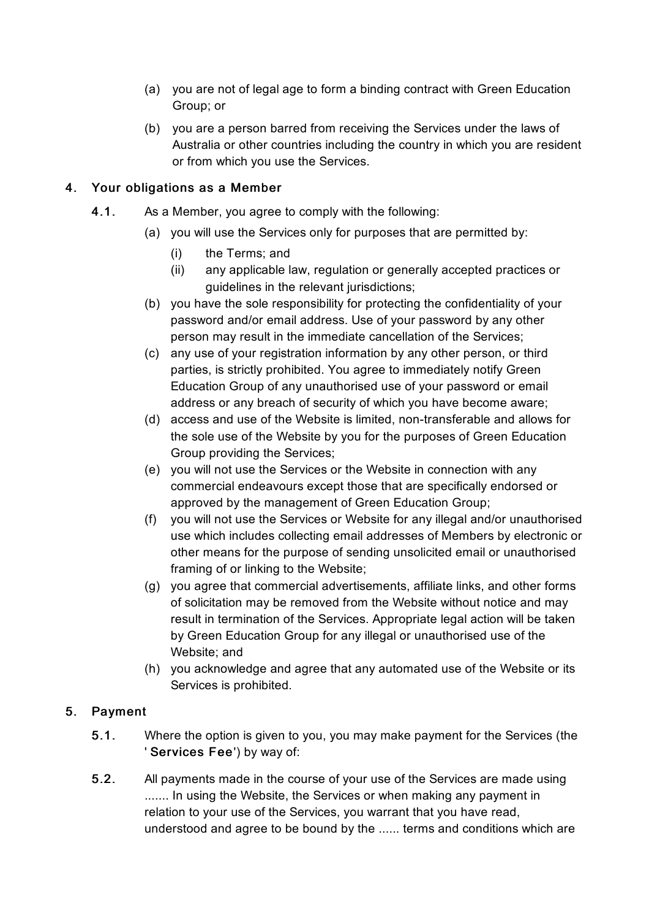(a) you are not of legal age to form a binding contract with Green Education Group; or

(b) you are a person barred from receiving the Services under the laws of Australia or other countries including the country in which you are resident or from which you use the Services.

## 4. Your obligations as a Member

**4.1.** As a Member, you agree to comply with the following:

(a) you will use the Services only for purposes that are permitted by:

   (i) the Terms; and

   (ii) any applicable law, regulation or generally accepted practices or guidelines in the relevant jurisdictions;

(b) you have the sole responsibility for protecting the confidentiality of your password and/or email address. Use of your password by any other person may result in the immediate cancellation of the Services;

(c) any use of your registration information by any other person, or third parties, is strictly prohibited. You agree to immediately notify Green Education Group of any unauthorised use of your password or email address or any breach of security of which you have become aware;

(d) access and use of the Website is limited, non-transferable and allows for the sole use of the Website by you for the purposes of Green Education Group providing the Services;

(e) you will not use the Services or the Website in connection with any commercial endeavours except those that are specifically endorsed or approved by the management of Green Education Group;

(f) you will not use the Services or Website for any illegal and/or unauthorised use which includes collecting email addresses of Members by electronic or other means for the purpose of sending unsolicited email or unauthorised framing of or linking to the Website;

(g) you agree that commercial advertisements, affiliate links, and other forms of solicitation may be removed from the Website without notice and may result in termination of the Services. Appropriate legal action will be taken by Green Education Group for any illegal or unauthorised use of the Website; and

(h) you acknowledge and agree that any automated use of the Website or its Services is prohibited.

## 5. Payment

**5.1.** Where the option is given to you, you may make payment for the Services (the '**Services Fee**') by way of:

**5.2.** All payments made in the course of your use of the Services are made using ....... In using the Website, the Services or when making any payment in relation to your use of the Services, you warrant that you have read, understood and agree to be bound by the ...... terms and conditions which are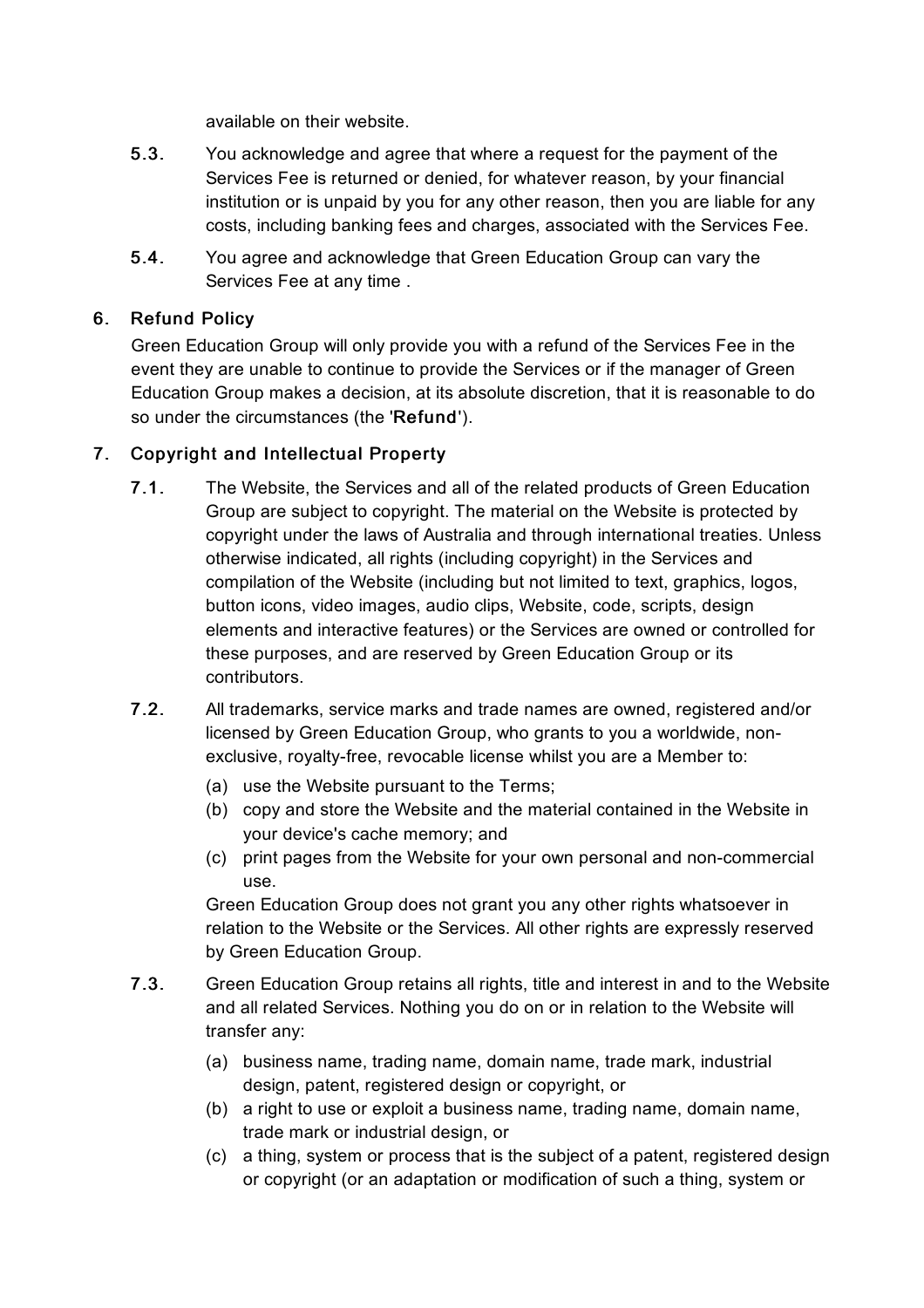available on their website.

5.3. You acknowledge and agree that where a request for the payment of the Services Fee is returned or denied, for whatever reason, by your financial institution or is unpaid by you for any other reason, then you are liable for any costs, including banking fees and charges, associated with the Services Fee.

5.4. You agree and acknowledge that Green Education Group can vary the Services Fee at any time .

## 6. Refund Policy

Green Education Group will only provide you with a refund of the Services Fee in the event they are unable to continue to provide the Services or if the manager of Green Education Group makes a decision, at its absolute discretion, that it is reasonable to do so under the circumstances (the '**Refund**').

## 7. Copyright and Intellectual Property

7.1. The Website, the Services and all of the related products of Green Education Group are subject to copyright. The material on the Website is protected by copyright under the laws of Australia and through international treaties. Unless otherwise indicated, all rights (including copyright) in the Services and compilation of the Website (including but not limited to text, graphics, logos, button icons, video images, audio clips, Website, code, scripts, design elements and interactive features) or the Services are owned or controlled for these purposes, and are reserved by Green Education Group or its contributors.

7.2. All trademarks, service marks and trade names are owned, registered and/or licensed by Green Education Group, who grants to you a worldwide, non-exclusive, royalty-free, revocable license whilst you are a Member to:

(a) use the Website pursuant to the Terms;
(b) copy and store the Website and the material contained in the Website in your device's cache memory; and
(c) print pages from the Website for your own personal and non-commercial use.

Green Education Group does not grant you any other rights whatsoever in relation to the Website or the Services. All other rights are expressly reserved by Green Education Group.

7.3. Green Education Group retains all rights, title and interest in and to the Website and all related Services. Nothing you do on or in relation to the Website will transfer any:

(a) business name, trading name, domain name, trade mark, industrial design, patent, registered design or copyright, or
(b) a right to use or exploit a business name, trading name, domain name, trade mark or industrial design, or
(c) a thing, system or process that is the subject of a patent, registered design or copyright (or an adaptation or modification of such a thing, system or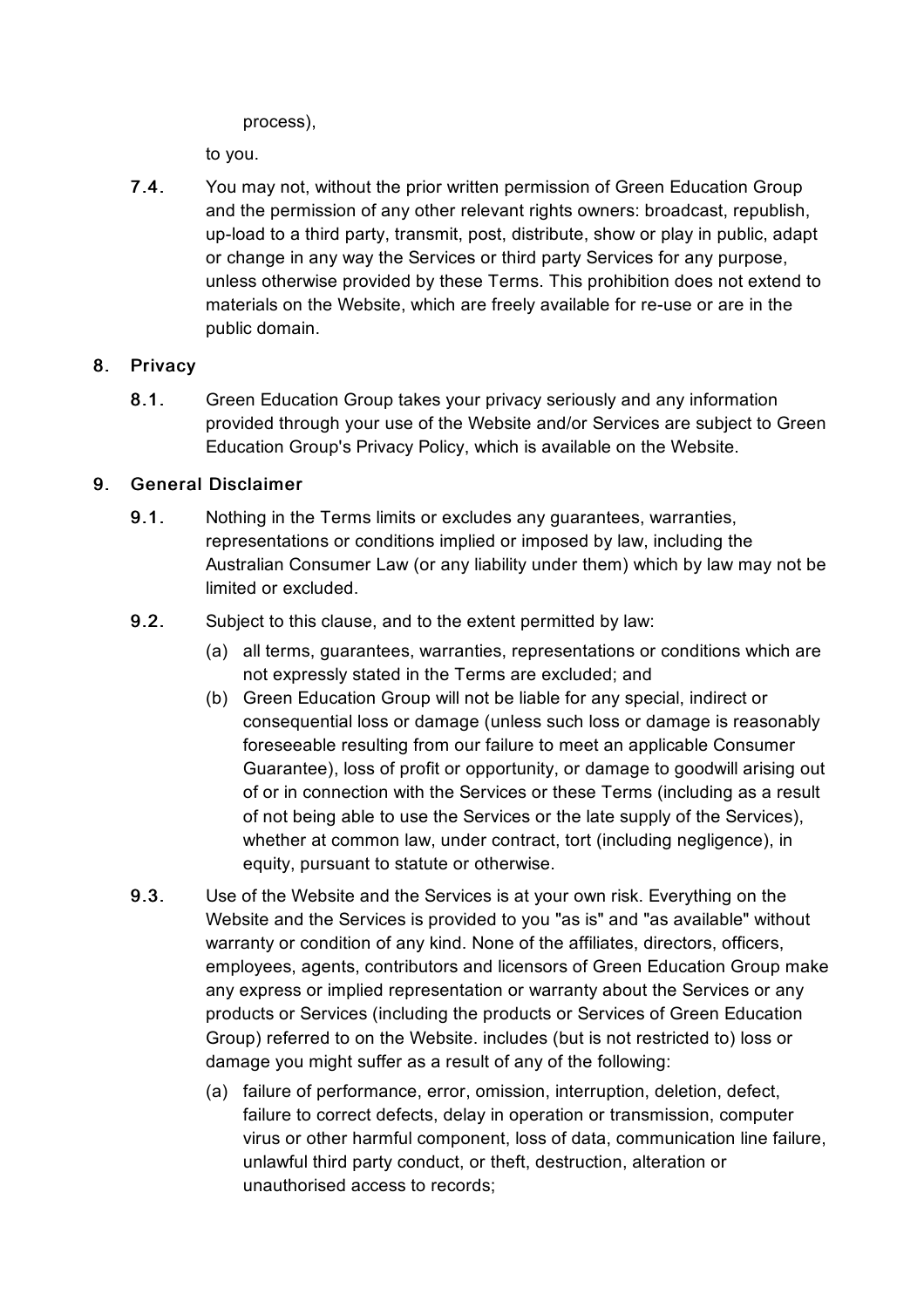process),

to you.

**7.4.** You may not, without the prior written permission of Green Education Group and the permission of any other relevant rights owners: broadcast, republish, up-load to a third party, transmit, post, distribute, show or play in public, adapt or change in any way the Services or third party Services for any purpose, unless otherwise provided by these Terms. This prohibition does not extend to materials on the Website, which are freely available for re-use or are in the public domain.

## 8. Privacy

**8.1.** Green Education Group takes your privacy seriously and any information provided through your use of the Website and/or Services are subject to Green Education Group's Privacy Policy, which is available on the Website.

## 9. General Disclaimer

**9.1.** Nothing in the Terms limits or excludes any guarantees, warranties, representations or conditions implied or imposed by law, including the Australian Consumer Law (or any liability under them) which by law may not be limited or excluded.

**9.2.** Subject to this clause, and to the extent permitted by law:

(a) all terms, guarantees, warranties, representations or conditions which are not expressly stated in the Terms are excluded; and

(b) Green Education Group will not be liable for any special, indirect or consequential loss or damage (unless such loss or damage is reasonably foreseeable resulting from our failure to meet an applicable Consumer Guarantee), loss of profit or opportunity, or damage to goodwill arising out of or in connection with the Services or these Terms (including as a result of not being able to use the Services or the late supply of the Services), whether at common law, under contract, tort (including negligence), in equity, pursuant to statute or otherwise.

**9.3.** Use of the Website and the Services is at your own risk. Everything on the Website and the Services is provided to you "as is" and "as available" without warranty or condition of any kind. None of the affiliates, directors, officers, employees, agents, contributors and licensors of Green Education Group make any express or implied representation or warranty about the Services or any products or Services (including the products or Services of Green Education Group) referred to on the Website. includes (but is not restricted to) loss or damage you might suffer as a result of any of the following:

(a) failure of performance, error, omission, interruption, deletion, defect, failure to correct defects, delay in operation or transmission, computer virus or other harmful component, loss of data, communication line failure, unlawful third party conduct, or theft, destruction, alteration or unauthorised access to records;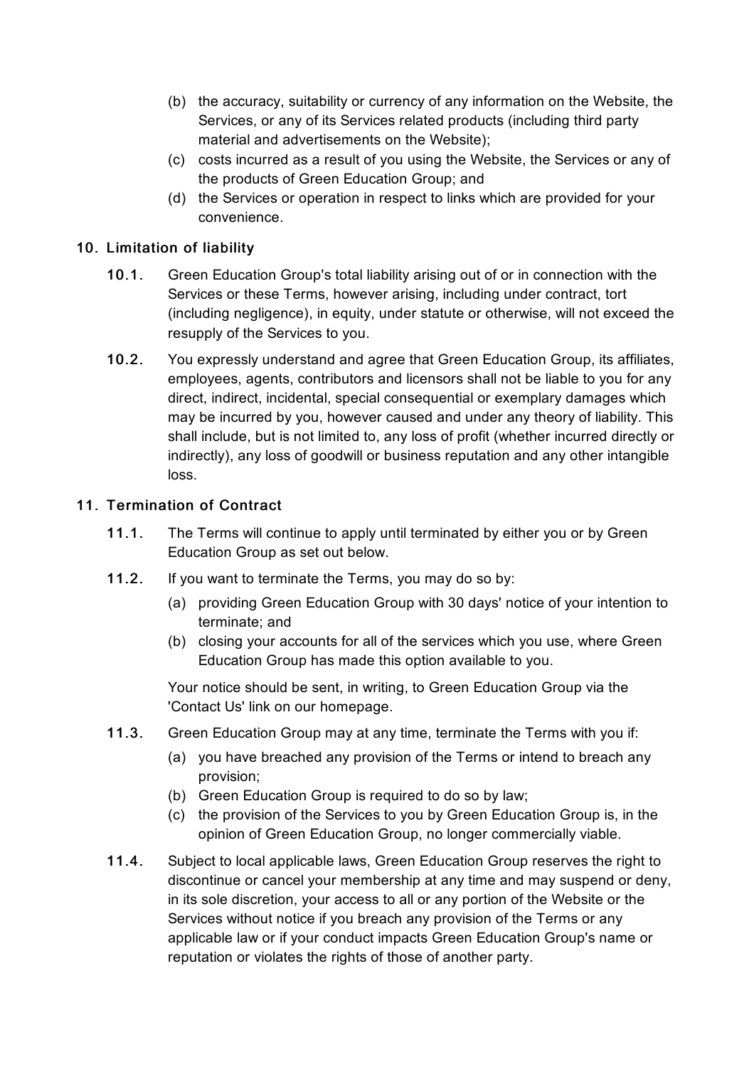(b) the accuracy, suitability or currency of any information on the Website, the Services, or any of its Services related products (including third party material and advertisements on the Website);

(c) costs incurred as a result of you using the Website, the Services or any of the products of Green Education Group; and

(d) the Services or operation in respect to links which are provided for your convenience.

## 10. Limitation of liability

**10.1.** Green Education Group's total liability arising out of or in connection with the Services or these Terms, however arising, including under contract, tort (including negligence), in equity, under statute or otherwise, will not exceed the resupply of the Services to you.

**10.2.** You expressly understand and agree that Green Education Group, its affiliates, employees, agents, contributors and licensors shall not be liable to you for any direct, indirect, incidental, special consequential or exemplary damages which may be incurred by you, however caused and under any theory of liability. This shall include, but is not limited to, any loss of profit (whether incurred directly or indirectly), any loss of goodwill or business reputation and any other intangible loss.

## 11. Termination of Contract

**11.1.** The Terms will continue to apply until terminated by either you or by Green Education Group as set out below.

**11.2.** If you want to terminate the Terms, you may do so by:

(a) providing Green Education Group with 30 days' notice of your intention to terminate; and

(b) closing your accounts for all of the services which you use, where Green Education Group has made this option available to you.

Your notice should be sent, in writing, to Green Education Group via the 'Contact Us' link on our homepage.

**11.3.** Green Education Group may at any time, terminate the Terms with you if:

(a) you have breached any provision of the Terms or intend to breach any provision;

(b) Green Education Group is required to do so by law;

(c) the provision of the Services to you by Green Education Group is, in the opinion of Green Education Group, no longer commercially viable.

**11.4.** Subject to local applicable laws, Green Education Group reserves the right to discontinue or cancel your membership at any time and may suspend or deny, in its sole discretion, your access to all or any portion of the Website or the Services without notice if you breach any provision of the Terms or any applicable law or if your conduct impacts Green Education Group's name or reputation or violates the rights of those of another party.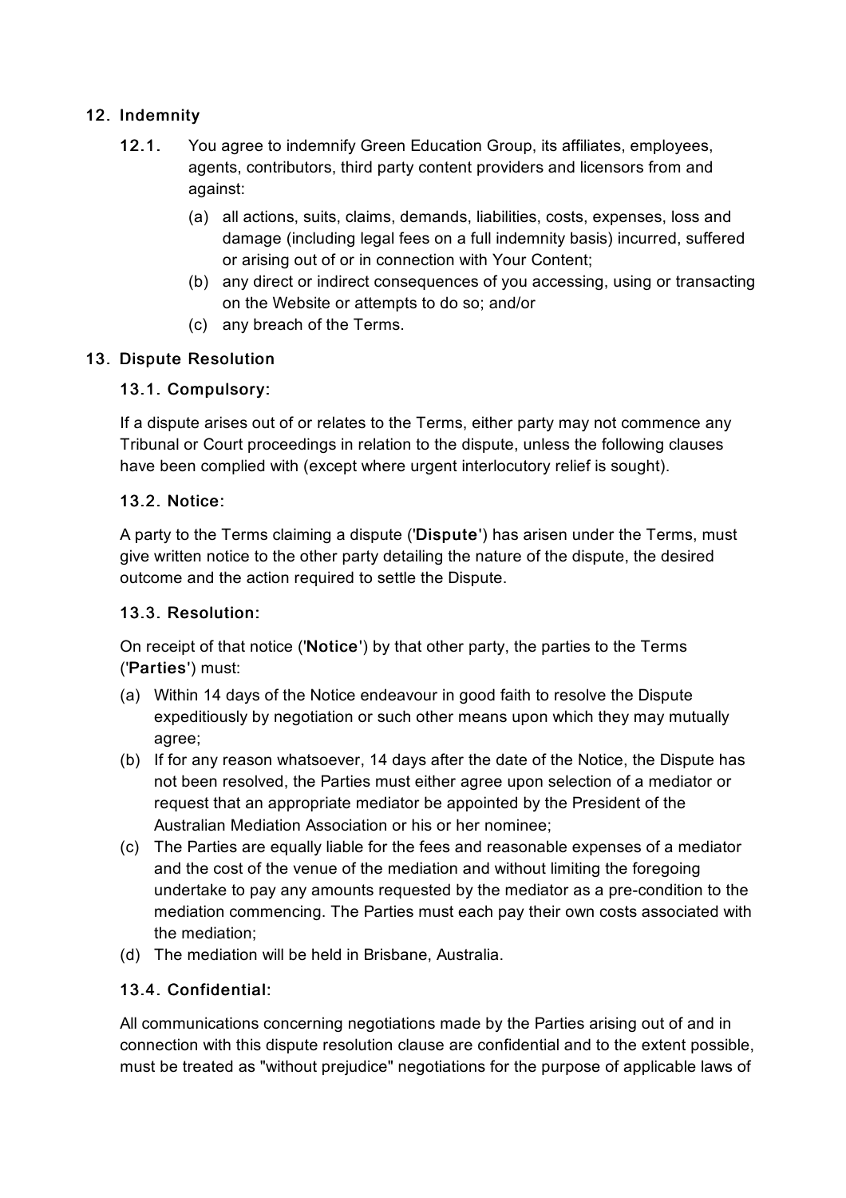## 12. Indemnity

**12.1.** You agree to indemnify Green Education Group, its affiliates, employees, agents, contributors, third party content providers and licensors from and against:

(a) all actions, suits, claims, demands, liabilities, costs, expenses, loss and damage (including legal fees on a full indemnity basis) incurred, suffered or arising out of or in connection with Your Content;

(b) any direct or indirect consequences of you accessing, using or transacting on the Website or attempts to do so; and/or

(c) any breach of the Terms.

## 13. Dispute Resolution

### 13.1. Compulsory:

If a dispute arises out of or relates to the Terms, either party may not commence any Tribunal or Court proceedings in relation to the dispute, unless the following clauses have been complied with (except where urgent interlocutory relief is sought).

### 13.2. Notice:

A party to the Terms claiming a dispute ('**Dispute**') has arisen under the Terms, must give written notice to the other party detailing the nature of the dispute, the desired outcome and the action required to settle the Dispute.

### 13.3. Resolution:

On receipt of that notice ('**Notice**') by that other party, the parties to the Terms ('**Parties**') must:

(a) Within 14 days of the Notice endeavour in good faith to resolve the Dispute expeditiously by negotiation or such other means upon which they may mutually agree;

(b) If for any reason whatsoever, 14 days after the date of the Notice, the Dispute has not been resolved, the Parties must either agree upon selection of a mediator or request that an appropriate mediator be appointed by the President of the Australian Mediation Association or his or her nominee;

(c) The Parties are equally liable for the fees and reasonable expenses of a mediator and the cost of the venue of the mediation and without limiting the foregoing undertake to pay any amounts requested by the mediator as a pre-condition to the mediation commencing. The Parties must each pay their own costs associated with the mediation;

(d) The mediation will be held in Brisbane, Australia.

### 13.4. Confidential:

All communications concerning negotiations made by the Parties arising out of and in connection with this dispute resolution clause are confidential and to the extent possible, must be treated as "without prejudice" negotiations for the purpose of applicable laws of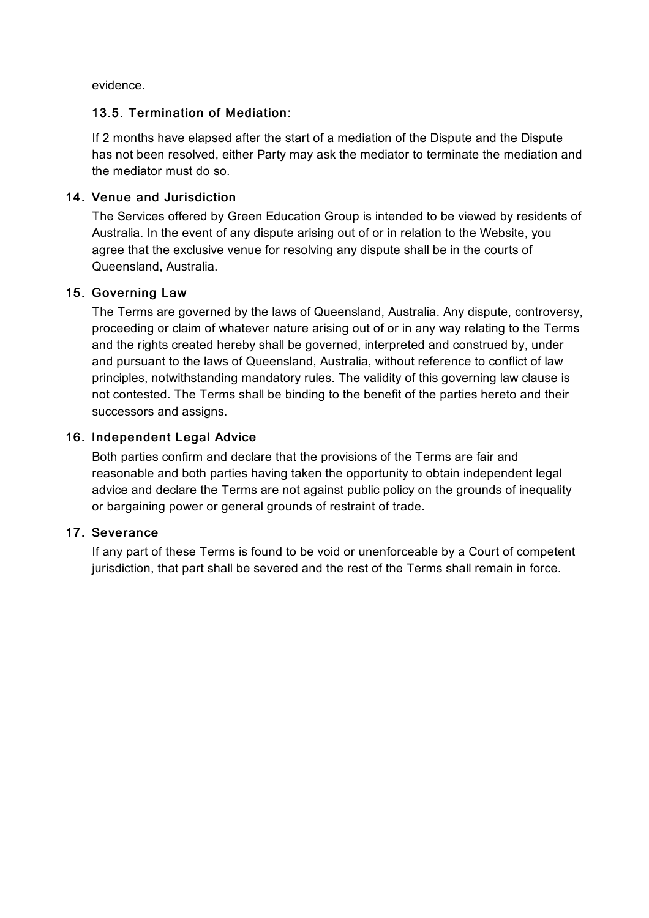evidence.

### 13.5. Termination of Mediation:

If 2 months have elapsed after the start of a mediation of the Dispute and the Dispute has not been resolved, either Party may ask the mediator to terminate the mediation and the mediator must do so.

## 14. Venue and Jurisdiction

The Services offered by Green Education Group is intended to be viewed by residents of Australia. In the event of any dispute arising out of or in relation to the Website, you agree that the exclusive venue for resolving any dispute shall be in the courts of Queensland, Australia.

## 15. Governing Law

The Terms are governed by the laws of Queensland, Australia. Any dispute, controversy, proceeding or claim of whatever nature arising out of or in any way relating to the Terms and the rights created hereby shall be governed, interpreted and construed by, under and pursuant to the laws of Queensland, Australia, without reference to conflict of law principles, notwithstanding mandatory rules. The validity of this governing law clause is not contested. The Terms shall be binding to the benefit of the parties hereto and their successors and assigns.

## 16. Independent Legal Advice

Both parties confirm and declare that the provisions of the Terms are fair and reasonable and both parties having taken the opportunity to obtain independent legal advice and declare the Terms are not against public policy on the grounds of inequality or bargaining power or general grounds of restraint of trade.

## 17. Severance

If any part of these Terms is found to be void or unenforceable by a Court of competent jurisdiction, that part shall be severed and the rest of the Terms shall remain in force.